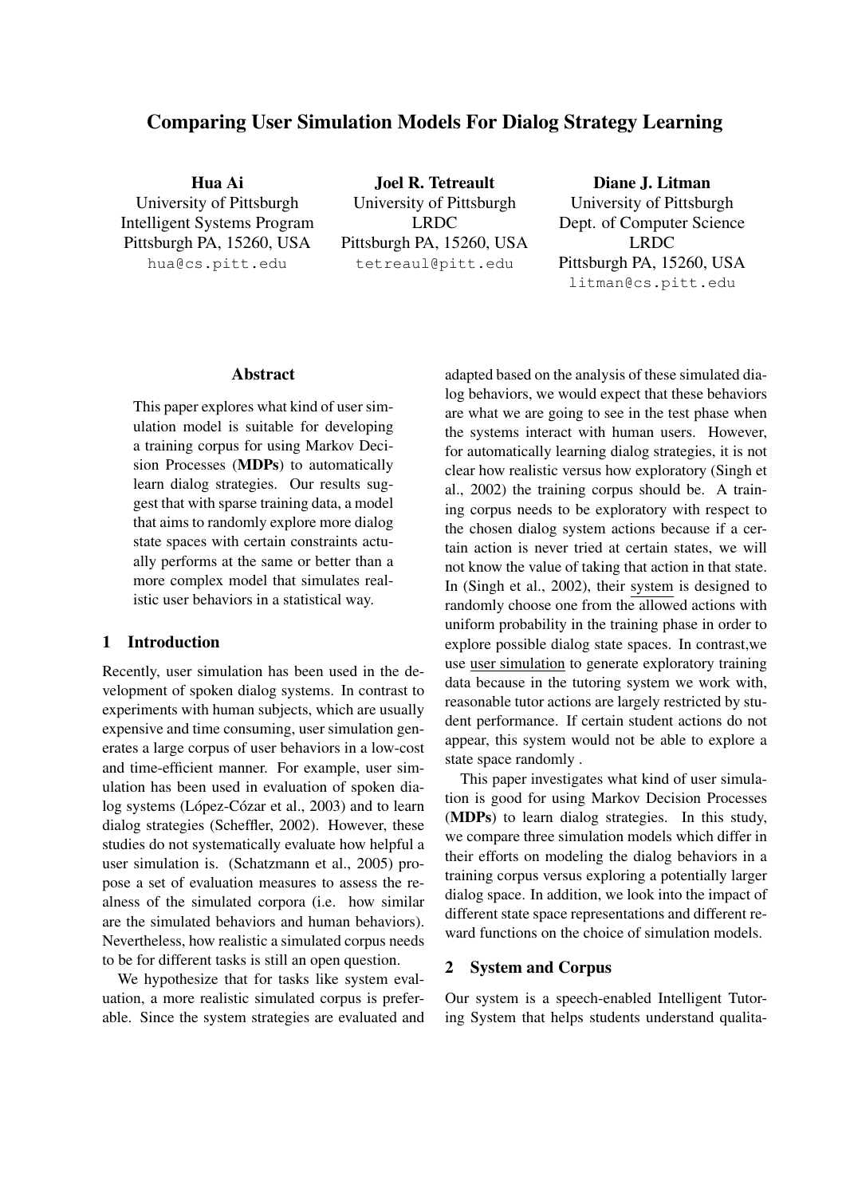# Comparing User Simulation Models For Dialog Strategy Learning

**Hua Ai**
University of Pittsburgh
Intelligent Systems Program
Pittsburgh PA, 15260, USA
hua@cs.pitt.edu

**Joel R. Tetreault**
University of Pittsburgh
LRDC
Pittsburgh PA, 15260, USA
tetreaul@pitt.edu

**Diane J. Litman**
University of Pittsburgh
Dept. of Computer Science
LRDC
Pittsburgh PA, 15260, USA
litman@cs.pitt.edu

## Abstract

This paper explores what kind of user simulation model is suitable for developing a training corpus for using Markov Decision Processes (**MDPs**) to automatically learn dialog strategies. Our results suggest that with sparse training data, a model that aims to randomly explore more dialog state spaces with certain constraints actually performs at the same or better than a more complex model that simulates realistic user behaviors in a statistical way.

## 1 Introduction

Recently, user simulation has been used in the development of spoken dialog systems. In contrast to experiments with human subjects, which are usually expensive and time consuming, user simulation generates a large corpus of user behaviors in a low-cost and time-efficient manner. For example, user simulation has been used in evaluation of spoken dialog systems (López-Cózar et al., 2003) and to learn dialog strategies (Scheffler, 2002). However, these studies do not systematically evaluate how helpful a user simulation is. (Schatzmann et al., 2005) propose a set of evaluation measures to assess the realness of the simulated corpora (i.e. how similar are the simulated behaviors and human behaviors). Nevertheless, how realistic a simulated corpus needs to be for different tasks is still an open question.

We hypothesize that for tasks like system evaluation, a more realistic simulated corpus is preferable. Since the system strategies are evaluated and adapted based on the analysis of these simulated dialog behaviors, we would expect that these behaviors are what we are going to see in the test phase when the systems interact with human users. However, for automatically learning dialog strategies, it is not clear how realistic versus how exploratory (Singh et al., 2002) the training corpus should be. A training corpus needs to be exploratory with respect to the chosen dialog system actions because if a certain action is never tried at certain states, we will not know the value of taking that action in that state. In (Singh et al., 2002), their <u>system</u> is designed to randomly choose one from the allowed actions with uniform probability in the training phase in order to explore possible dialog state spaces. In contrast,we use <u>user simulation</u> to generate exploratory training data because in the tutoring system we work with, reasonable tutor actions are largely restricted by student performance. If certain student actions do not appear, this system would not be able to explore a state space randomly .

This paper investigates what kind of user simulation is good for using Markov Decision Processes (**MDPs**) to learn dialog strategies. In this study, we compare three simulation models which differ in their efforts on modeling the dialog behaviors in a training corpus versus exploring a potentially larger dialog space. In addition, we look into the impact of different state space representations and different reward functions on the choice of simulation models.

## 2 System and Corpus

Our system is a speech-enabled Intelligent Tutoring System that helps students understand qualita-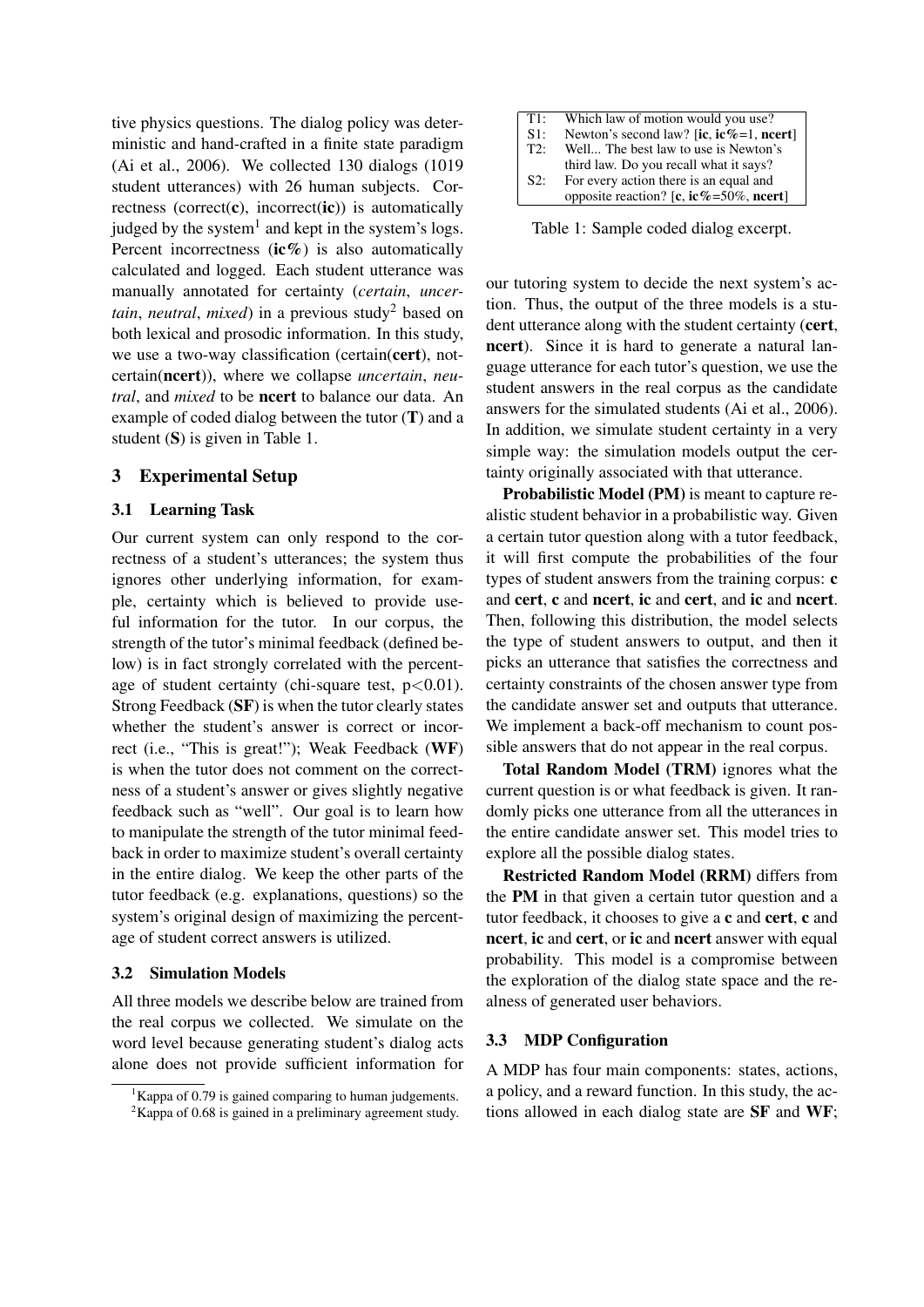tive physics questions. The dialog policy was deterministic and hand-crafted in a finite state paradigm (Ai et al., 2006). We collected 130 dialogs (1019 student utterances) with 26 human subjects. Correctness (correct(**c**), incorrect(**ic**)) is automatically judged by the system[1] and kept in the system's logs. Percent incorrectness (**ic%**) is also automatically calculated and logged. Each student utterance was manually annotated for certainty (*certain*, *uncertain*, *neutral*, *mixed*) in a previous study[2] based on both lexical and prosodic information. In this study, we use a two-way classification (certain(**cert**), not-certain(**ncert**)), where we collapse *uncertain*, *neutral*, and *mixed* to be **ncert** to balance our data. An example of coded dialog between the tutor (**T**) and a student (**S**) is given in Table 1.

| | |
|---|---|
| T1: | Which law of motion would you use? |
| S1: | Newton's second law? [**ic**, **ic%**=1, **ncert**] |
| T2: | Well... The best law to use is Newton's third law. Do you recall what it says? |
| S2: | For every action there is an equal and opposite reaction? [**c**, **ic%**=50%, **ncert**] |

Table 1: Sample coded dialog excerpt.

## 3 Experimental Setup

### 3.1 Learning Task

Our current system can only respond to the correctness of a student's utterances; the system thus ignores other underlying information, for example, certainty which is believed to provide useful information for the tutor. In our corpus, the strength of the tutor's minimal feedback (defined below) is in fact strongly correlated with the percentage of student certainty (chi-square test, $p<0.01$). Strong Feedback (**SF**) is when the tutor clearly states whether the student's answer is correct or incorrect (i.e., "This is great!"); Weak Feedback (**WF**) is when the tutor does not comment on the correctness of a student's answer or gives slightly negative feedback such as "well". Our goal is to learn how to manipulate the strength of the tutor minimal feedback in order to maximize student's overall certainty in the entire dialog. We keep the other parts of the tutor feedback (e.g. explanations, questions) so the system's original design of maximizing the percentage of student correct answers is utilized.

### 3.2 Simulation Models

All three models we describe below are trained from the real corpus we collected. We simulate on the word level because generating student's dialog acts alone does not provide sufficient information for our tutoring system to decide the next system's action. Thus, the output of the three models is a student utterance along with the student certainty (**cert**, **ncert**). Since it is hard to generate a natural language utterance for each tutor's question, we use the student answers in the real corpus as the candidate answers for the simulated students (Ai et al., 2006). In addition, we simulate student certainty in a very simple way: the simulation models output the certainty originally associated with that utterance.

**Probabilistic Model (PM)** is meant to capture realistic student behavior in a probabilistic way. Given a certain tutor question along with a tutor feedback, it will first compute the probabilities of the four types of student answers from the training corpus: **c** and **cert**, **c** and **ncert**, **ic** and **cert**, and **ic** and **ncert**. Then, following this distribution, the model selects the type of student answers to output, and then it picks an utterance that satisfies the correctness and certainty constraints of the chosen answer type from the candidate answer set and outputs that utterance. We implement a back-off mechanism to count possible answers that do not appear in the real corpus.

**Total Random Model (TRM)** ignores what the current question is or what feedback is given. It randomly picks one utterance from all the utterances in the entire candidate answer set. This model tries to explore all the possible dialog states.

**Restricted Random Model (RRM)** differs from the **PM** in that given a certain tutor question and a tutor feedback, it chooses to give a **c** and **cert**, **c** and **ncert**, **ic** and **cert**, or **ic** and **ncert** answer with equal probability. This model is a compromise between the exploration of the dialog state space and the realness of generated user behaviors.

### 3.3 MDP Configuration

A MDP has four main components: states, actions, a policy, and a reward function. In this study, the actions allowed in each dialog state are **SF** and **WF**;

[1] Kappa of 0.79 is gained comparing to human judgements.

[2] Kappa of 0.68 is gained in a preliminary agreement study.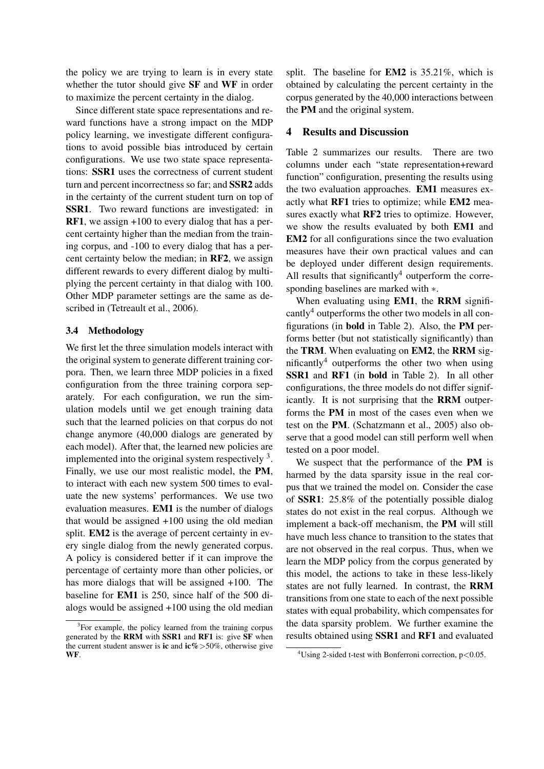the policy we are trying to learn is in every state whether the tutor should give **SF** and **WF** in order to maximize the percent certainty in the dialog.

Since different state space representations and reward functions have a strong impact on the MDP policy learning, we investigate different configurations to avoid possible bias introduced by certain configurations. We use two state space representations: **SSR1** uses the correctness of current student turn and percent incorrectness so far; and **SSR2** adds in the certainty of the current student turn on top of **SSR1**. Two reward functions are investigated: in **RF1**, we assign +100 to every dialog that has a percent certainty higher than the median from the training corpus, and -100 to every dialog that has a percent certainty below the median; in **RF2**, we assign different rewards to every different dialog by multiplying the percent certainty in that dialog with 100. Other MDP parameter settings are the same as described in (Tetreault et al., 2006).

### 3.4 Methodology

We first let the three simulation models interact with the original system to generate different training corpora. Then, we learn three MDP policies in a fixed configuration from the three training corpora separately. For each configuration, we run the simulation models until we get enough training data such that the learned policies on that corpus do not change anymore (40,000 dialogs are generated by each model). After that, the learned new policies are implemented into the original system respectively [3]. Finally, we use our most realistic model, the **PM**, to interact with each new system 500 times to evaluate the new systems' performances. We use two evaluation measures. **EM1** is the number of dialogs that would be assigned +100 using the old median split. **EM2** is the average of percent certainty in every single dialog from the newly generated corpus. A policy is considered better if it can improve the percentage of certainty more than other policies, or has more dialogs that will be assigned +100. The baseline for **EM1** is 250, since half of the 500 dialogs would be assigned +100 using the old median split. The baseline for **EM2** is 35.21%, which is obtained by calculating the percent certainty in the corpus generated by the 40,000 interactions between the **PM** and the original system.

[3] For example, the policy learned from the training corpus generated by the **RRM** with **SSR1** and **RF1** is: give **SF** when the current student answer is **ic** and **ic%**>50%, otherwise give **WF**.

## 4 Results and Discussion

Table 2 summarizes our results. There are two columns under each "state representation+reward function" configuration, presenting the results using the two evaluation approaches. **EM1** measures exactly what **RF1** tries to optimize; while **EM2** measures exactly what **RF2** tries to optimize. However, we show the results evaluated by both **EM1** and **EM2** for all configurations since the two evaluation measures have their own practical values and can be deployed under different design requirements. All results that significantly[4] outperform the corresponding baselines are marked with ∗.

When evaluating using **EM1**, the **RRM** significantly[4] outperforms the other two models in all configurations (in **bold** in Table 2). Also, the **PM** performs better (but not statistically significantly) than the **TRM**. When evaluating on **EM2**, the **RRM** significantly[4] outperforms the other two when using **SSR1** and **RF1** (in **bold** in Table 2). In all other configurations, the three models do not differ significantly. It is not surprising that the **RRM** outperforms the **PM** in most of the cases even when we test on the **PM**. (Schatzmann et al., 2005) also observe that a good model can still perform well when tested on a poor model.

We suspect that the performance of the **PM** is harmed by the data sparsity issue in the real corpus that we trained the model on. Consider the case of **SSR1**: 25.8% of the potentially possible dialog states do not exist in the real corpus. Although we implement a back-off mechanism, the **PM** will still have much less chance to transition to the states that are not observed in the real corpus. Thus, when we learn the MDP policy from the corpus generated by this model, the actions to take in these less-likely states are not fully learned. In contrast, the **RRM** transitions from one state to each of the next possible states with equal probability, which compensates for the data sparsity problem. We further examine the results obtained using **SSR1** and **RF1** and evaluated

[4] Using 2-sided t-test with Bonferroni correction, $p<0.05$.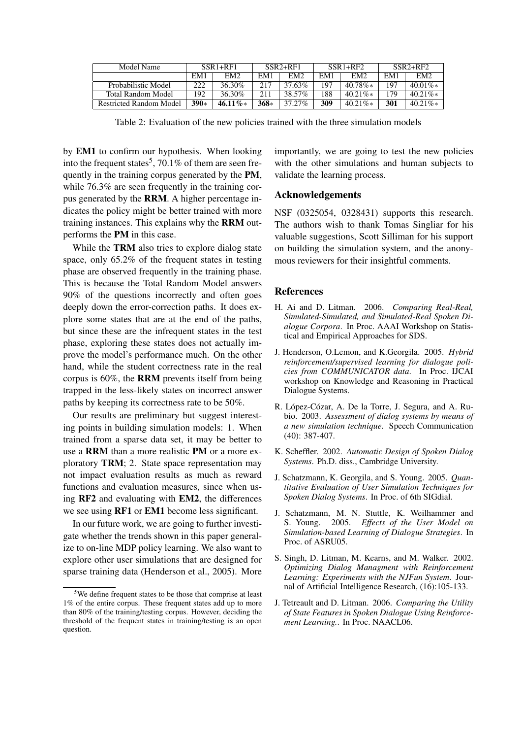| Model Name | SSR1+RF1 | | SSR2+RF1 | | SSR1+RF2 | | SSR2+RF2 | |
|---|---|---|---|---|---|---|---|---|
| | EM1 | EM2 | EM1 | EM2 | EM1 | EM2 | EM1 | EM2 |
| Probabilistic Model | 222 | 36.30% | 217 | 37.63% | 197 | 40.78%* | 197 | 40.01%* |
| Total Random Model | 192 | 36.30% | 211 | 38.57% | 188 | 40.21%* | 179 | 40.21%* |
| Restricted Random Model | **390***  | **46.11%*** | **368*** | 37.27% | **309** | 40.21%* | **301** | 40.21%* |

Table 2: Evaluation of the new policies trained with the three simulation models

by **EM1** to confirm our hypothesis. When looking into the frequent states[5], 70.1% of them are seen frequently in the training corpus generated by the **PM**, while 76.3% are seen frequently in the training corpus generated by the **RRM**. A higher percentage indicates the policy might be better trained with more training instances. This explains why the **RRM** outperforms the **PM** in this case.

While the **TRM** also tries to explore dialog state space, only 65.2% of the frequent states in testing phase are observed frequently in the training phase. This is because the Total Random Model answers 90% of the questions incorrectly and often goes deeply down the error-correction paths. It does explore some states that are at the end of the paths, but since these are the infrequent states in the test phase, exploring these states does not actually improve the model's performance much. On the other hand, while the student correctness rate in the real corpus is 60%, the **RRM** prevents itself from being trapped in the less-likely states on incorrect answer paths by keeping its correctness rate to be 50%.

Our results are preliminary but suggest interesting points in building simulation models: 1. When trained from a sparse data set, it may be better to use a **RRM** than a more realistic **PM** or a more exploratory **TRM**; 2. State space representation may not impact evaluation results as much as reward functions and evaluation measures, since when using **RF2** and evaluating with **EM2**, the differences we see using **RF1** or **EM1** become less significant.

In our future work, we are going to further investigate whether the trends shown in this paper generalize to on-line MDP policy learning. We also want to explore other user simulations that are designed for sparse training data (Henderson et al., 2005). More importantly, we are going to test the new policies with the other simulations and human subjects to validate the learning process.

[5] We define frequent states to be those that comprise at least 1% of the entire corpus. These frequent states add up to more than 80% of the training/testing corpus. However, deciding the threshold of the frequent states in training/testing is an open question.

## Acknowledgements

NSF (0325054, 0328431) supports this research. The authors wish to thank Tomas Singliar for his valuable suggestions, Scott Silliman for his support on building the simulation system, and the anonymous reviewers for their insightful comments.

## References

H. Ai and D. Litman. 2006. *Comparing Real-Real, Simulated-Simulated, and Simulated-Real Spoken Dialogue Corpora*. In Proc. AAAI Workshop on Statistical and Empirical Approaches for SDS.

J. Henderson, O.Lemon, and K.Georgila. 2005. *Hybrid reinforcement/supervised learning for dialogue policies from COMMUNICATOR data*. In Proc. IJCAI workshop on Knowledge and Reasoning in Practical Dialogue Systems.

R. López-Cózar, A. De la Torre, J. Segura, and A. Rubio. 2003. *Assessment of dialog systems by means of a new simulation technique*. Speech Communication (40): 387-407.

K. Scheffler. 2002. *Automatic Design of Spoken Dialog Systems*. Ph.D. diss., Cambridge University.

J. Schatzmann, K. Georgila, and S. Young. 2005. *Quantitative Evaluation of User Simulation Techniques for Spoken Dialog Systems*. In Proc. of 6th SIGdial.

J. Schatzmann, M. N. Stuttle, K. Weilhammer and S. Young. 2005. *Effects of the User Model on Simulation-based Learning of Dialogue Strategies*. In Proc. of ASRU05.

S. Singh, D. Litman, M. Kearns, and M. Walker. 2002. *Optimizing Dialog Managment with Reinforcement Learning: Experiments with the NJFun System*. Journal of Artificial Intelligence Research, (16):105-133.

J. Tetreault and D. Litman. 2006. *Comparing the Utility of State Features in Spoken Dialogue Using Reinforcement Learning.*. In Proc. NAACL06.